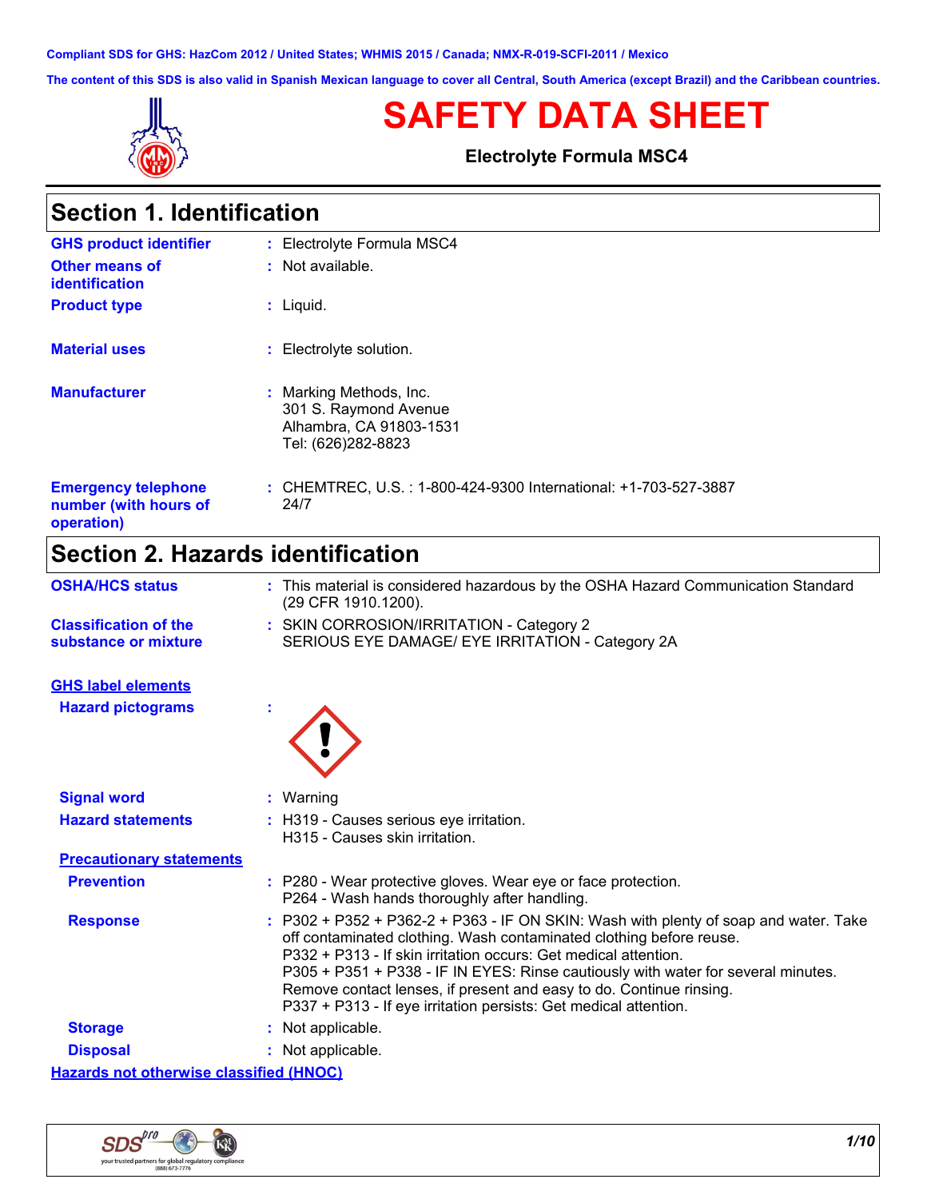Compliant SDS for GHS: HazCom 2012 / United States; WHMIS 2015 / Canada; NMX-R-019-SCFI-2011 / Mexico

The content of this SDS is also valid in Spanish Mexican language to cover all Central, South America (except Brazil) and the Caribbean countries.

# SAFETY DATA SHEET

**Electrolyte Formula MSC4**

## Section 1. Identification

| | |
|---|---|
| **GHS product identifier** | : Electrolyte Formula MSC4 |
| **Other means of identification** | : Not available. |
| **Product type** | : Liquid. |
| **Material uses** | : Electrolyte solution. |
| **Manufacturer** | : Marking Methods, Inc.<br>301 S. Raymond Avenue<br>Alhambra, CA 91803-1531<br>Tel: (626)282-8823 |
| **Emergency telephone number (with hours of operation)** | : CHEMTREC, U.S. : 1-800-424-9300 International: +1-703-527-3887<br>24/7 |

## Section 2. Hazards identification

| | |
|---|---|
| **OSHA/HCS status** | : This material is considered hazardous by the OSHA Hazard Communication Standard (29 CFR 1910.1200). |
| **Classification of the substance or mixture** | : SKIN CORROSION/IRRITATION - Category 2<br>SERIOUS EYE DAMAGE/ EYE IRRITATION - Category 2A |

**GHS label elements**

| | |
|---|---|
| **Hazard pictograms** | : |
| **Signal word** | : Warning |
| **Hazard statements** | : H319 - Causes serious eye irritation.<br>H315 - Causes skin irritation. |

**Precautionary statements**

| | |
|---|---|
| **Prevention** | : P280 - Wear protective gloves. Wear eye or face protection.<br>P264 - Wash hands thoroughly after handling. |
| **Response** | : P302 + P352 + P362-2 + P363 - IF ON SKIN: Wash with plenty of soap and water. Take off contaminated clothing. Wash contaminated clothing before reuse.<br>P332 + P313 - If skin irritation occurs: Get medical attention.<br>P305 + P351 + P338 - IF IN EYES: Rinse cautiously with water for several minutes. Remove contact lenses, if present and easy to do. Continue rinsing.<br>P337 + P313 - If eye irritation persists: Get medical attention. |
| **Storage** | : Not applicable. |
| **Disposal** | : Not applicable. |

**Hazards not otherwise classified (HNOC)**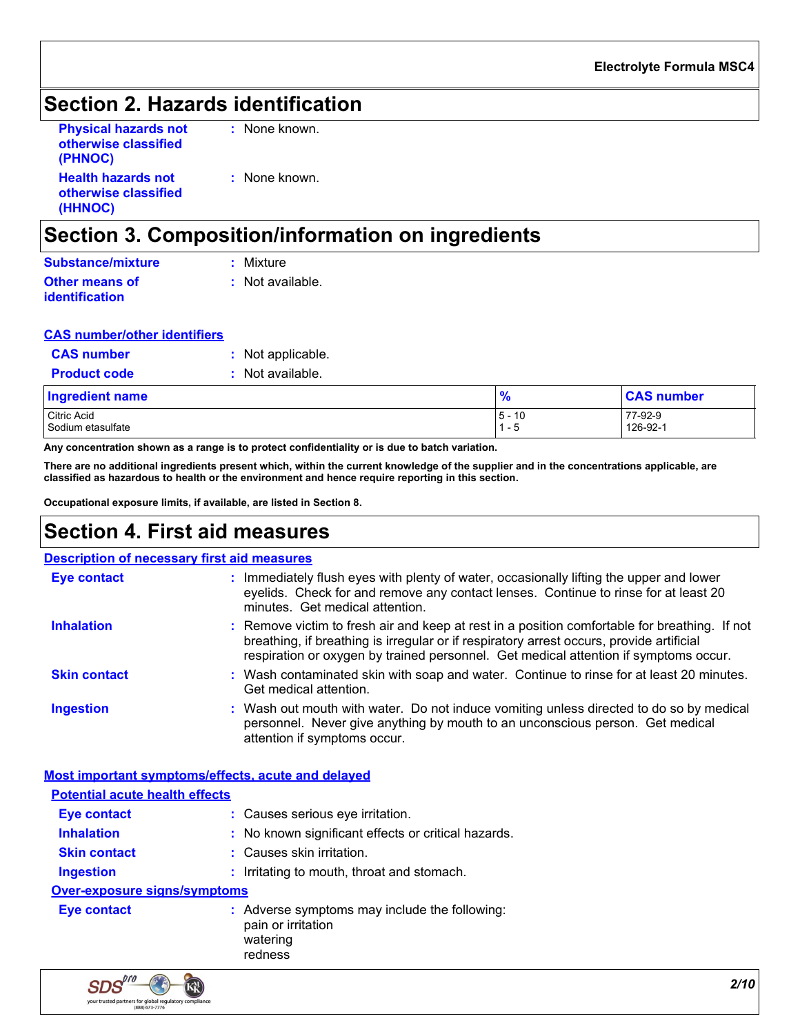# Section 2. Hazards identification

**Physical hazards not otherwise classified (PHNOC)** : None known.

**Health hazards not otherwise classified (HHNOC)** : None known.

# Section 3. Composition/information on ingredients

**Substance/mixture** : Mixture

**Other means of identification** : Not available.

**CAS number/other identifiers**

**CAS number** : Not applicable.

**Product code** : Not available.

| Ingredient name | % | CAS number |
|---|---|---|
| Citric Acid | 5 - 10 | 77-92-9 |
| Sodium etasulfate | 1 - 5 | 126-92-1 |

**Any concentration shown as a range is to protect confidentiality or is due to batch variation.**

**There are no additional ingredients present which, within the current knowledge of the supplier and in the concentrations applicable, are classified as hazardous to health or the environment and hence require reporting in this section.**

**Occupational exposure limits, if available, are listed in Section 8.**

# Section 4. First aid measures

**Description of necessary first aid measures**

**Eye contact** : Immediately flush eyes with plenty of water, occasionally lifting the upper and lower eyelids. Check for and remove any contact lenses. Continue to rinse for at least 20 minutes. Get medical attention.

**Inhalation** : Remove victim to fresh air and keep at rest in a position comfortable for breathing. If not breathing, if breathing is irregular or if respiratory arrest occurs, provide artificial respiration or oxygen by trained personnel. Get medical attention if symptoms occur.

**Skin contact** : Wash contaminated skin with soap and water. Continue to rinse for at least 20 minutes. Get medical attention.

**Ingestion** : Wash out mouth with water. Do not induce vomiting unless directed to do so by medical personnel. Never give anything by mouth to an unconscious person. Get medical attention if symptoms occur.

**Most important symptoms/effects, acute and delayed**

**Potential acute health effects**

**Eye contact** : Causes serious eye irritation.

**Inhalation** : No known significant effects or critical hazards.

**Skin contact** : Causes skin irritation.

**Ingestion** : Irritating to mouth, throat and stomach.

**Over-exposure signs/symptoms**

**Eye contact** : Adverse symptoms may include the following:
pain or irritation
watering
redness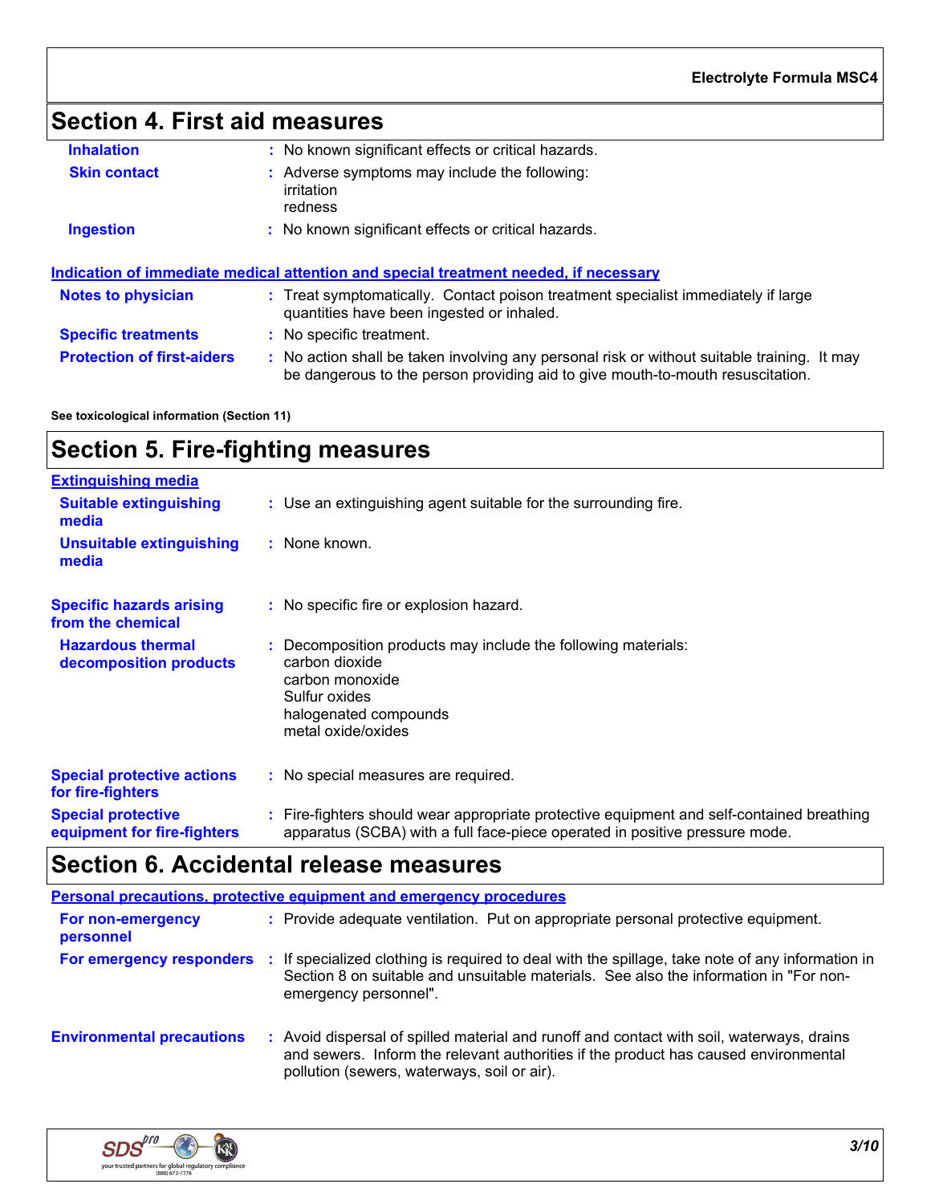## Section 4. First aid measures

| | |
|---|---|
| **Inhalation** | : No known significant effects or critical hazards. |
| **Skin contact** | : Adverse symptoms may include the following:<br>irritation<br>redness |
| **Ingestion** | : No known significant effects or critical hazards. |

### Indication of immediate medical attention and special treatment needed, if necessary

| | |
|---|---|
| **Notes to physician** | : Treat symptomatically. Contact poison treatment specialist immediately if large quantities have been ingested or inhaled. |
| **Specific treatments** | : No specific treatment. |
| **Protection of first-aiders** | : No action shall be taken involving any personal risk or without suitable training. It may be dangerous to the person providing aid to give mouth-to-mouth resuscitation. |

**See toxicological information (Section 11)**

## Section 5. Fire-fighting measures

### Extinguishing media

| | |
|---|---|
| **Suitable extinguishing media** | : Use an extinguishing agent suitable for the surrounding fire. |
| **Unsuitable extinguishing media** | : None known. |
| **Specific hazards arising from the chemical** | : No specific fire or explosion hazard. |
| **Hazardous thermal decomposition products** | : Decomposition products may include the following materials:<br>carbon dioxide<br>carbon monoxide<br>Sulfur oxides<br>halogenated compounds<br>metal oxide/oxides |
| **Special protective actions for fire-fighters** | : No special measures are required. |
| **Special protective equipment for fire-fighters** | : Fire-fighters should wear appropriate protective equipment and self-contained breathing apparatus (SCBA) with a full face-piece operated in positive pressure mode. |

## Section 6. Accidental release measures

### Personal precautions, protective equipment and emergency procedures

| | |
|---|---|
| **For non-emergency personnel** | : Provide adequate ventilation. Put on appropriate personal protective equipment. |
| **For emergency responders** | : If specialized clothing is required to deal with the spillage, take note of any information in Section 8 on suitable and unsuitable materials. See also the information in "For non-emergency personnel". |
| **Environmental precautions** | : Avoid dispersal of spilled material and runoff and contact with soil, waterways, drains and sewers. Inform the relevant authorities if the product has caused environmental pollution (sewers, waterways, soil or air). |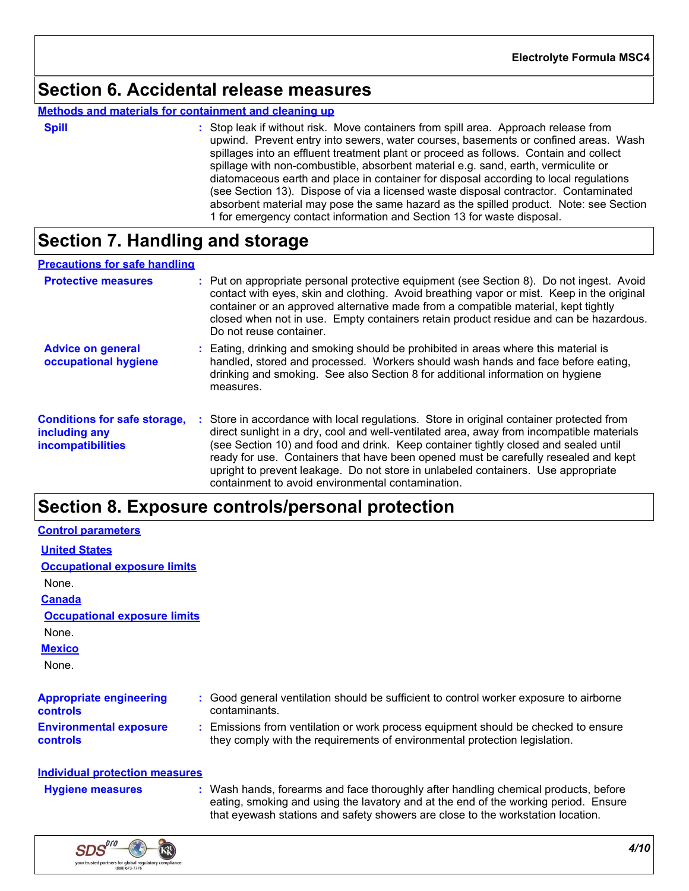## Section 6. Accidental release measures

**Methods and materials for containment and cleaning up**

**Spill** : Stop leak if without risk. Move containers from spill area. Approach release from upwind. Prevent entry into sewers, water courses, basements or confined areas. Wash spillages into an effluent treatment plant or proceed as follows. Contain and collect spillage with non-combustible, absorbent material e.g. sand, earth, vermiculite or diatomaceous earth and place in container for disposal according to local regulations (see Section 13). Dispose of via a licensed waste disposal contractor. Contaminated absorbent material may pose the same hazard as the spilled product. Note: see Section 1 for emergency contact information and Section 13 for waste disposal.

## Section 7. Handling and storage

**Precautions for safe handling**

**Protective measures** : Put on appropriate personal protective equipment (see Section 8). Do not ingest. Avoid contact with eyes, skin and clothing. Avoid breathing vapor or mist. Keep in the original container or an approved alternative made from a compatible material, kept tightly closed when not in use. Empty containers retain product residue and can be hazardous. Do not reuse container.

**Advice on general occupational hygiene** : Eating, drinking and smoking should be prohibited in areas where this material is handled, stored and processed. Workers should wash hands and face before eating, drinking and smoking. See also Section 8 for additional information on hygiene measures.

**Conditions for safe storage, including any incompatibilities** : Store in accordance with local regulations. Store in original container protected from direct sunlight in a dry, cool and well-ventilated area, away from incompatible materials (see Section 10) and food and drink. Keep container tightly closed and sealed until ready for use. Containers that have been opened must be carefully resealed and kept upright to prevent leakage. Do not store in unlabeled containers. Use appropriate containment to avoid environmental contamination.

## Section 8. Exposure controls/personal protection

**Control parameters**

**United States**

**Occupational exposure limits**

None.

**Canada**

**Occupational exposure limits**

None.

**Mexico**

None.

**Appropriate engineering controls** : Good general ventilation should be sufficient to control worker exposure to airborne contaminants.

**Environmental exposure controls** : Emissions from ventilation or work process equipment should be checked to ensure they comply with the requirements of environmental protection legislation.

**Individual protection measures**

**Hygiene measures** : Wash hands, forearms and face thoroughly after handling chemical products, before eating, smoking and using the lavatory and at the end of the working period. Ensure that eyewash stations and safety showers are close to the workstation location.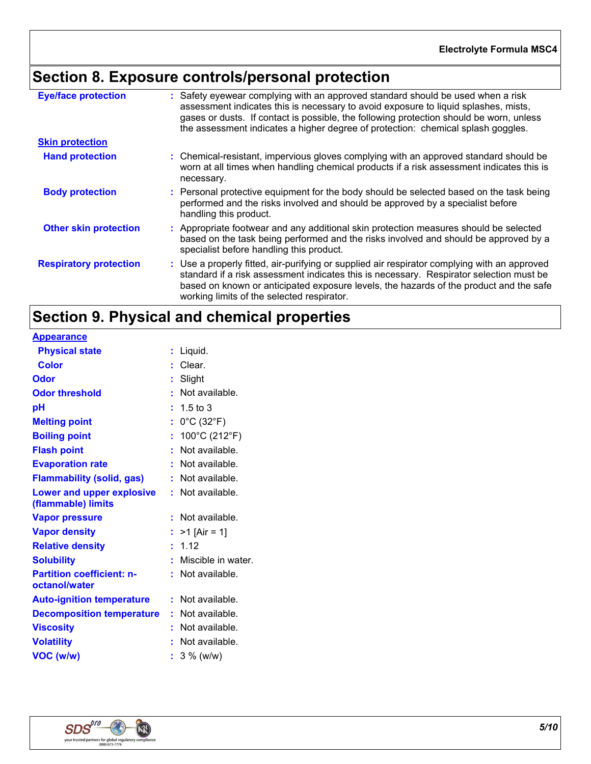# Section 8. Exposure controls/personal protection

**Eye/face protection** : Safety eyewear complying with an approved standard should be used when a risk assessment indicates this is necessary to avoid exposure to liquid splashes, mists, gases or dusts. If contact is possible, the following protection should be worn, unless the assessment indicates a higher degree of protection: chemical splash goggles.

**Skin protection**

**Hand protection** : Chemical-resistant, impervious gloves complying with an approved standard should be worn at all times when handling chemical products if a risk assessment indicates this is necessary.

**Body protection** : Personal protective equipment for the body should be selected based on the task being performed and the risks involved and should be approved by a specialist before handling this product.

**Other skin protection** : Appropriate footwear and any additional skin protection measures should be selected based on the task being performed and the risks involved and should be approved by a specialist before handling this product.

**Respiratory protection** : Use a properly fitted, air-purifying or supplied air respirator complying with an approved standard if a risk assessment indicates this is necessary. Respirator selection must be based on known or anticipated exposure levels, the hazards of the product and the safe working limits of the selected respirator.

# Section 9. Physical and chemical properties

**Appearance**

| Property | Value |
|---|---|
| Physical state | Liquid. |
| Color | Clear. |
| Odor | Slight |
| Odor threshold | Not available. |
| pH | 1.5 to 3 |
| Melting point | 0°C (32°F) |
| Boiling point | 100°C (212°F) |
| Flash point | Not available. |
| Evaporation rate | Not available. |
| Flammability (solid, gas) | Not available. |
| Lower and upper explosive (flammable) limits | Not available. |
| Vapor pressure | Not available. |
| Vapor density | >1 [Air = 1] |
| Relative density | 1.12 |
| Solubility | Miscible in water. |
| Partition coefficient: n-octanol/water | Not available. |
| Auto-ignition temperature | Not available. |
| Decomposition temperature | Not available. |
| Viscosity | Not available. |
| Volatility | Not available. |
| VOC (w/w) | 3 % (w/w) |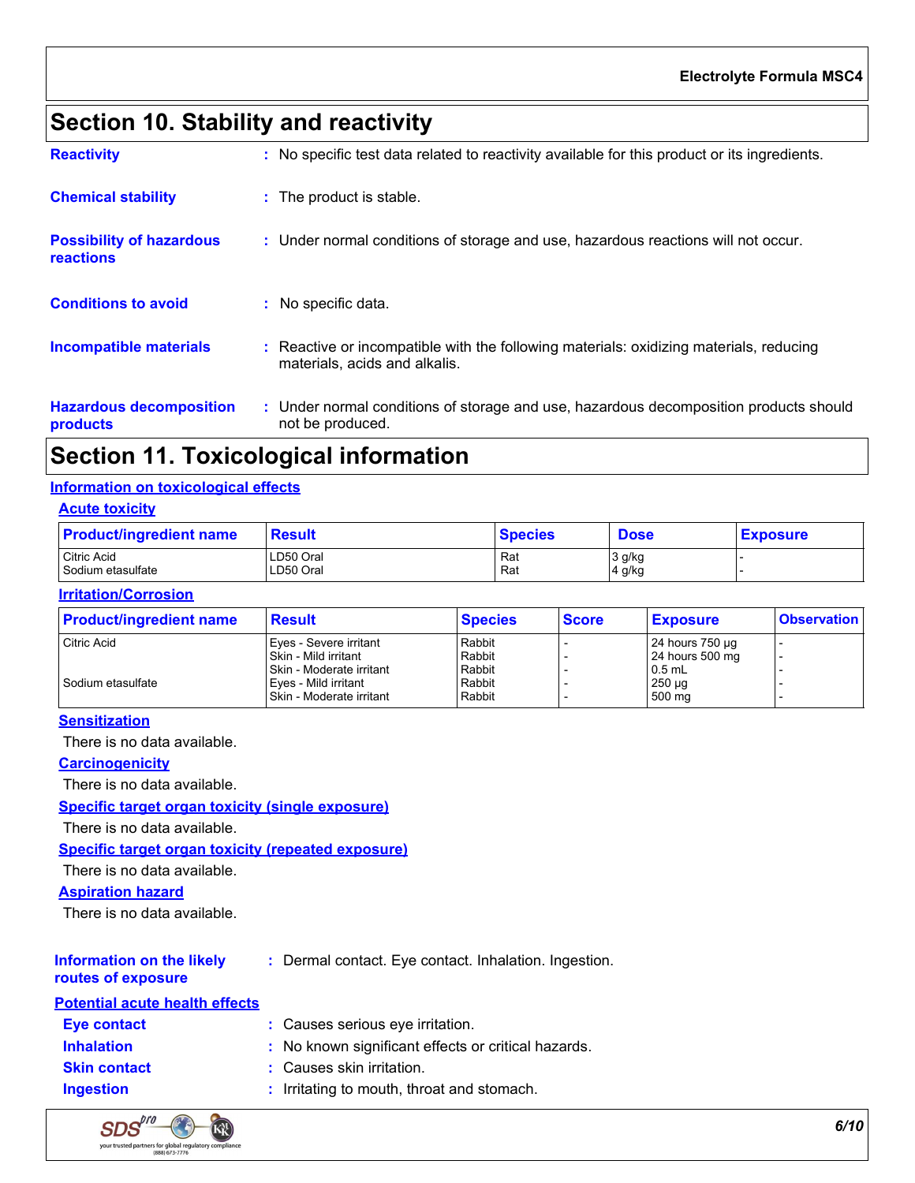## Section 10. Stability and reactivity

**Reactivity** : No specific test data related to reactivity available for this product or its ingredients.

**Chemical stability** : The product is stable.

**Possibility of hazardous reactions** : Under normal conditions of storage and use, hazardous reactions will not occur.

**Conditions to avoid** : No specific data.

**Incompatible materials** : Reactive or incompatible with the following materials: oxidizing materials, reducing materials, acids and alkalis.

**Hazardous decomposition products** : Under normal conditions of storage and use, hazardous decomposition products should not be produced.

## Section 11. Toxicological information

### Information on toxicological effects

#### Acute toxicity

| Product/ingredient name | Result | Species | Dose | Exposure |
|---|---|---|---|---|
| Citric Acid | LD50 Oral | Rat | 3 g/kg | - |
| Sodium etasulfate | LD50 Oral | Rat | 4 g/kg | - |

#### Irritation/Corrosion

| Product/ingredient name | Result | Species | Score | Exposure | Observation |
|---|---|---|---|---|---|
| Citric Acid | Eyes - Severe irritant | Rabbit | - | 24 hours 750 µg | - |
| | Skin - Mild irritant | Rabbit | - | 24 hours 500 mg | - |
| | Skin - Moderate irritant | Rabbit | - | 0.5 mL | - |
| Sodium etasulfate | Eyes - Mild irritant | Rabbit | - | 250 µg | - |
| | Skin - Moderate irritant | Rabbit | - | 500 mg | - |

#### Sensitization

There is no data available.

#### Carcinogenicity

There is no data available.

#### Specific target organ toxicity (single exposure)

There is no data available.

#### Specific target organ toxicity (repeated exposure)

There is no data available.

#### Aspiration hazard

There is no data available.

**Information on the likely routes of exposure** : Dermal contact. Eye contact. Inhalation. Ingestion.

#### Potential acute health effects

**Eye contact** : Causes serious eye irritation.

**Inhalation** : No known significant effects or critical hazards.

**Skin contact** : Causes skin irritation.

**Ingestion** : Irritating to mouth, throat and stomach.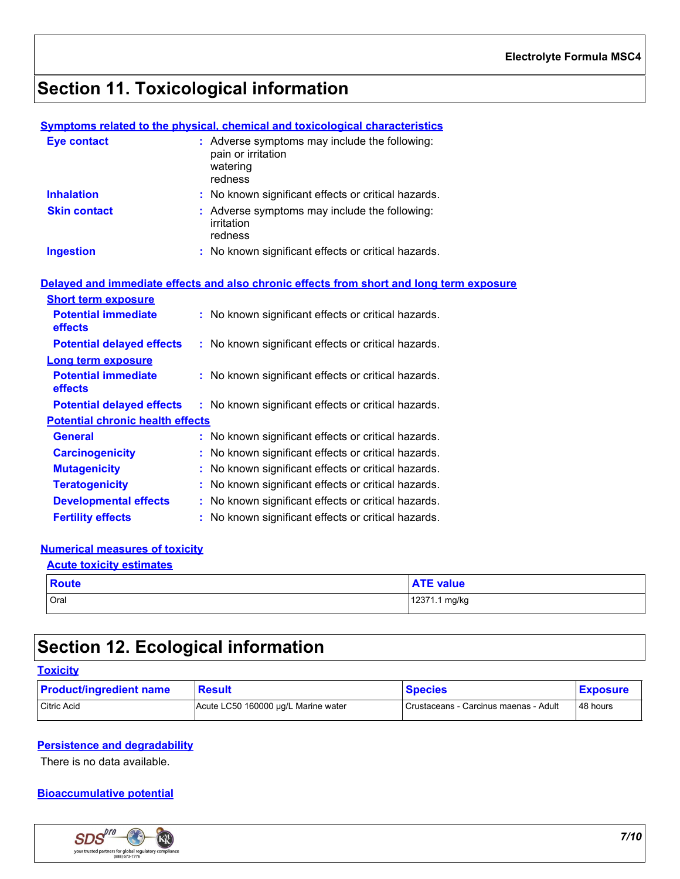## Section 11. Toxicological information

### Symptoms related to the physical, chemical and toxicological characteristics

**Eye contact** : Adverse symptoms may include the following:
pain or irritation
watering
redness

**Inhalation** : No known significant effects or critical hazards.

**Skin contact** : Adverse symptoms may include the following:
irritation
redness

**Ingestion** : No known significant effects or critical hazards.

### Delayed and immediate effects and also chronic effects from short and long term exposure

**Short term exposure**

**Potential immediate effects** : No known significant effects or critical hazards.

**Potential delayed effects** : No known significant effects or critical hazards.

**Long term exposure**

**Potential immediate effects** : No known significant effects or critical hazards.

**Potential delayed effects** : No known significant effects or critical hazards.

**Potential chronic health effects**

**General** : No known significant effects or critical hazards.

**Carcinogenicity** : No known significant effects or critical hazards.

**Mutagenicity** : No known significant effects or critical hazards.

**Teratogenicity** : No known significant effects or critical hazards.

**Developmental effects** : No known significant effects or critical hazards.

**Fertility effects** : No known significant effects or critical hazards.

### Numerical measures of toxicity

**Acute toxicity estimates**

| Route | ATE value |
|---|---|
| Oral | 12371.1 mg/kg |

## Section 12. Ecological information

### Toxicity

| Product/ingredient name | Result | Species | Exposure |
|---|---|---|---|
| Citric Acid | Acute LC50 160000 µg/L Marine water | Crustaceans - Carcinus maenas - Adult | 48 hours |

### Persistence and degradability

There is no data available.

### Bioaccumulative potential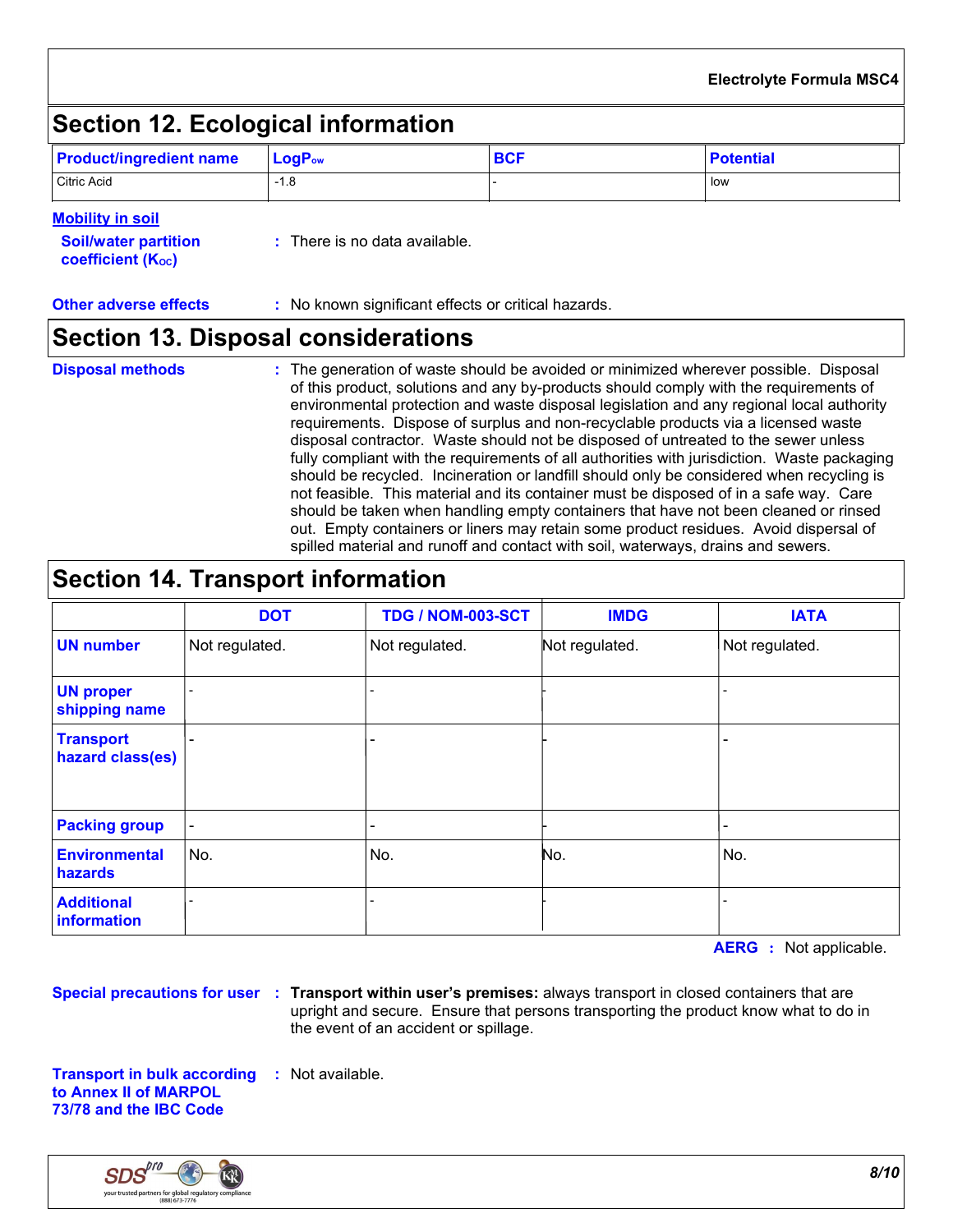## Section 12. Ecological information

| Product/ingredient name | $LogP_{ow}$ | BCF | Potential |
|---|---|---|---|
| Citric Acid | -1.8 | - | low |

**Mobility in soil**

**Soil/water partition coefficient ($K_{OC}$)** : There is no data available.

**Other adverse effects** : No known significant effects or critical hazards.

## Section 13. Disposal considerations

**Disposal methods** : The generation of waste should be avoided or minimized wherever possible. Disposal of this product, solutions and any by-products should comply with the requirements of environmental protection and waste disposal legislation and any regional local authority requirements. Dispose of surplus and non-recyclable products via a licensed waste disposal contractor. Waste should not be disposed of untreated to the sewer unless fully compliant with the requirements of all authorities with jurisdiction. Waste packaging should be recycled. Incineration or landfill should only be considered when recycling is not feasible. This material and its container must be disposed of in a safe way. Care should be taken when handling empty containers that have not been cleaned or rinsed out. Empty containers or liners may retain some product residues. Avoid dispersal of spilled material and runoff and contact with soil, waterways, drains and sewers.

## Section 14. Transport information

| | DOT | TDG / NOM-003-SCT | IMDG | IATA |
|---|---|---|---|---|
| **UN number** | Not regulated. | Not regulated. | Not regulated. | Not regulated. |
| **UN proper shipping name** | - | - | - | - |
| **Transport hazard class(es)** | - | - | - | - |
| **Packing group** | - | - | - | - |
| **Environmental hazards** | No. | No. | No. | No. |
| **Additional information** | - | - | - | - |

**AERG** : Not applicable.

**Special precautions for user** : **Transport within user's premises:** always transport in closed containers that are upright and secure. Ensure that persons transporting the product know what to do in the event of an accident or spillage.

**Transport in bulk according to Annex II of MARPOL 73/78 and the IBC Code** : Not available.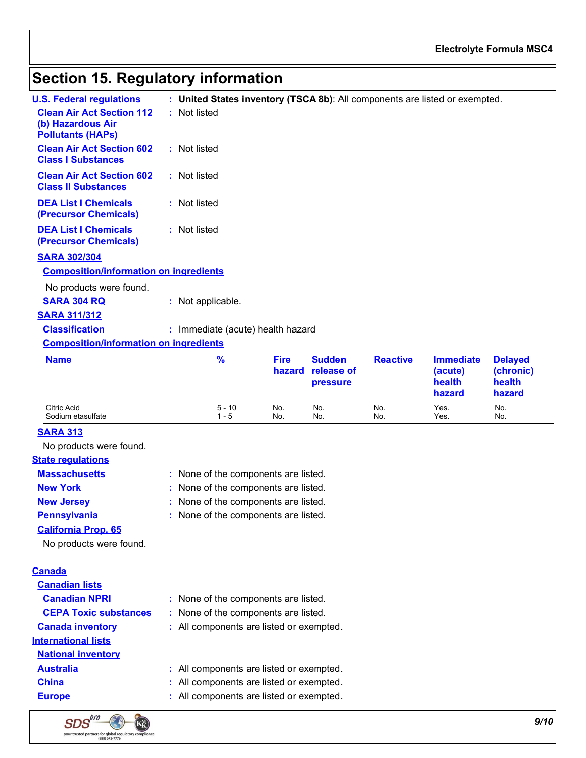# Section 15. Regulatory information

**U.S. Federal regulations** : **United States inventory (TSCA 8b)**: All components are listed or exempted.

**Clean Air Act Section 112 (b) Hazardous Air Pollutants (HAPs)** : Not listed

**Clean Air Act Section 602 Class I Substances** : Not listed

**Clean Air Act Section 602 Class II Substances** : Not listed

**DEA List I Chemicals (Precursor Chemicals)** : Not listed

**DEA List I Chemicals (Precursor Chemicals)** : Not listed

**SARA 302/304**

**Composition/information on ingredients**

No products were found.

**SARA 304 RQ** : Not applicable.

**SARA 311/312**

**Classification** : Immediate (acute) health hazard

**Composition/information on ingredients**

| Name | % | Fire hazard | Sudden release of pressure | Reactive | Immediate (acute) health hazard | Delayed (chronic) health hazard |
|---|---|---|---|---|---|---|
| Citric Acid | 5 - 10 | No. | No. | No. | Yes. | No. |
| Sodium etasulfate | 1 - 5 | No. | No. | No. | Yes. | No. |

**SARA 313**

No products were found.

**State regulations**

**Massachusetts** : None of the components are listed.

**New York** : None of the components are listed.

**New Jersey** : None of the components are listed.

**Pennsylvania** : None of the components are listed.

**California Prop. 65**

No products were found.

**Canada**

**Canadian lists**

**Canadian NPRI** : None of the components are listed.

**CEPA Toxic substances** : None of the components are listed.

**Canada inventory** : All components are listed or exempted.

**International lists**

**National inventory**

**Australia** : All components are listed or exempted.

**China** : All components are listed or exempted.

**Europe** : All components are listed or exempted.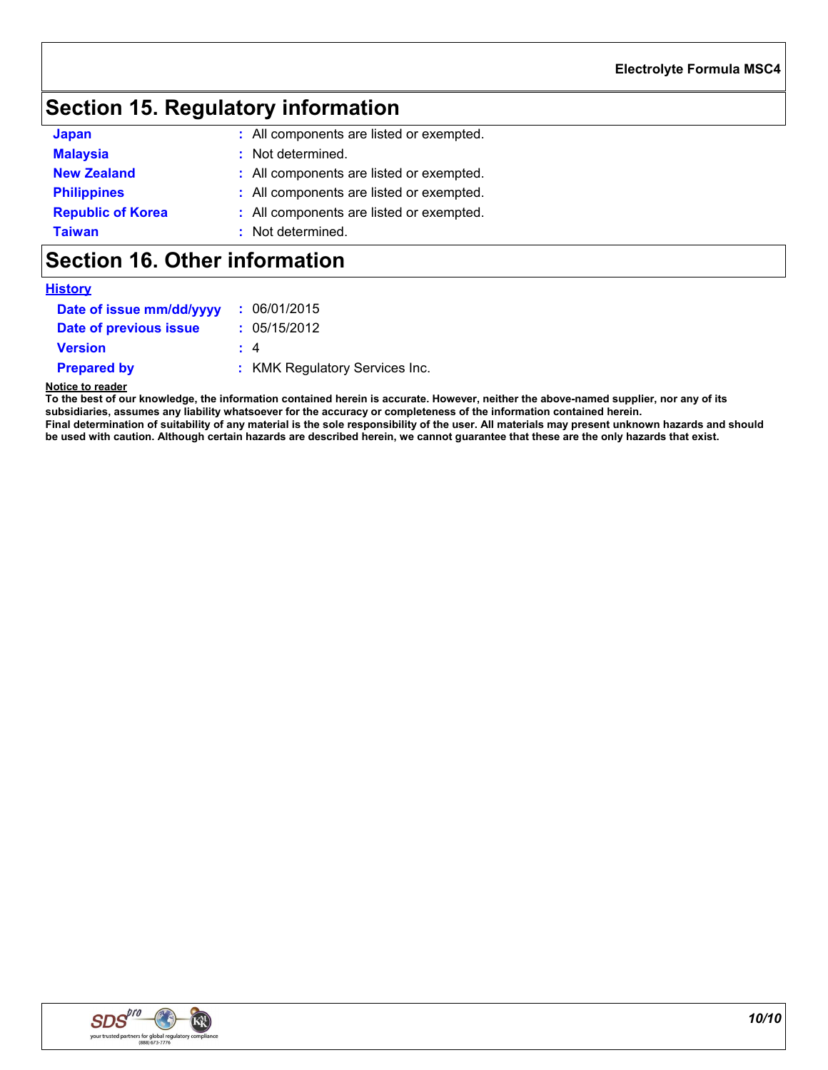## Section 15. Regulatory information

| | |
|---|---|
| **Japan** | : All components are listed or exempted. |
| **Malaysia** | : Not determined. |
| **New Zealand** | : All components are listed or exempted. |
| **Philippines** | : All components are listed or exempted. |
| **Republic of Korea** | : All components are listed or exempted. |
| **Taiwan** | : Not determined. |

## Section 16. Other information

**History**

| | |
|---|---|
| **Date of issue mm/dd/yyyy** | : 06/01/2015 |
| **Date of previous issue** | : 05/15/2012 |
| **Version** | : 4 |
| **Prepared by** | : KMK Regulatory Services Inc. |

**Notice to reader**

**To the best of our knowledge, the information contained herein is accurate. However, neither the above-named supplier, nor any of its subsidiaries, assumes any liability whatsoever for the accuracy or completeness of the information contained herein.**
**Final determination of suitability of any material is the sole responsibility of the user. All materials may present unknown hazards and should be used with caution. Although certain hazards are described herein, we cannot guarantee that these are the only hazards that exist.**